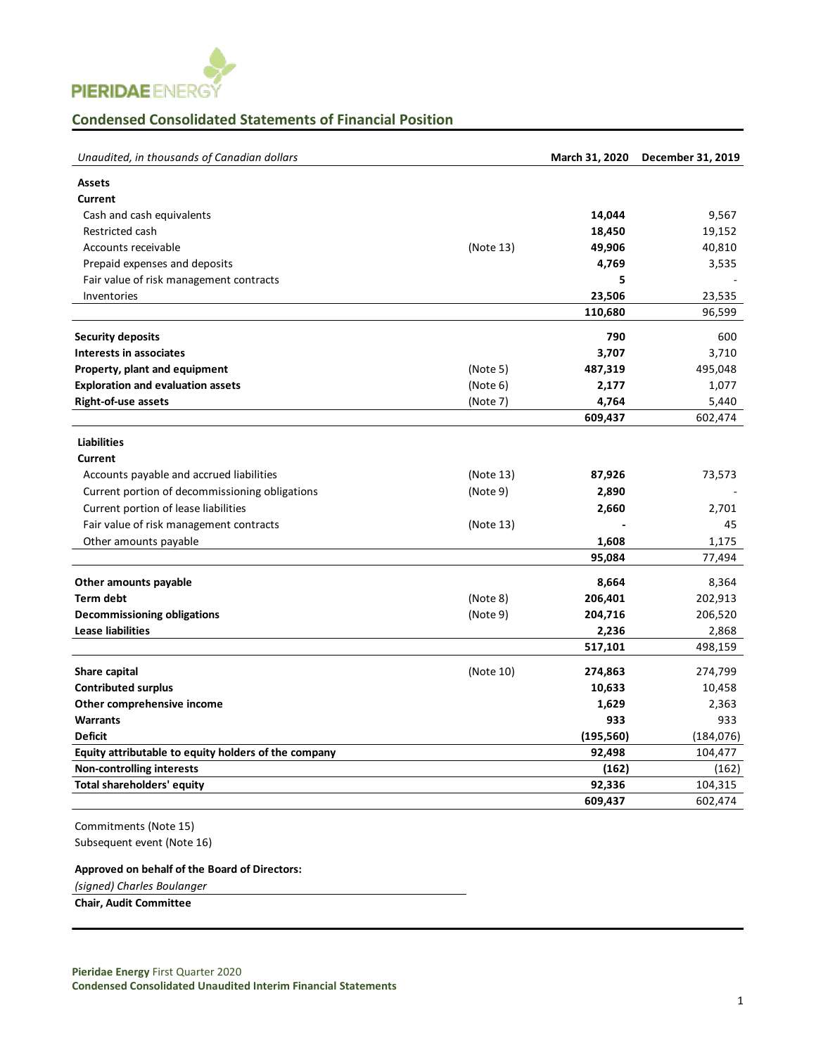## Condensed Consolidated Statements of Financial Position

| *Unaudited, in thousands of Canadian dollars* | | March 31, 2020 | December 31, 2019 |
|---|---|---|---|
| **Assets** | | | |
| **Current** | | | |
| Cash and cash equivalents | | **14,044** | 9,567 |
| Restricted cash | | **18,450** | 19,152 |
| Accounts receivable | (Note 13) | **49,906** | 40,810 |
| Prepaid expenses and deposits | | **4,769** | 3,535 |
| Fair value of risk management contracts | | **5** | - |
| Inventories | | **23,506** | 23,535 |
| | | **110,680** | 96,599 |
| **Security deposits** | | **790** | 600 |
| **Interests in associates** | | **3,707** | 3,710 |
| **Property, plant and equipment** | (Note 5) | **487,319** | 495,048 |
| **Exploration and evaluation assets** | (Note 6) | **2,177** | 1,077 |
| **Right-of-use assets** | (Note 7) | **4,764** | 5,440 |
| | | **609,437** | 602,474 |
| **Liabilities** | | | |
| **Current** | | | |
| Accounts payable and accrued liabilities | (Note 13) | **87,926** | 73,573 |
| Current portion of decommissioning obligations | (Note 9) | **2,890** | - |
| Current portion of lease liabilities | | **2,660** | 2,701 |
| Fair value of risk management contracts | (Note 13) | **-** | 45 |
| Other amounts payable | | **1,608** | 1,175 |
| | | **95,084** | 77,494 |
| **Other amounts payable** | | **8,664** | 8,364 |
| **Term debt** | (Note 8) | **206,401** | 202,913 |
| **Decommissioning obligations** | (Note 9) | **204,716** | 206,520 |
| **Lease liabilities** | | **2,236** | 2,868 |
| | | **517,101** | 498,159 |
| **Share capital** | (Note 10) | **274,863** | 274,799 |
| **Contributed surplus** | | **10,633** | 10,458 |
| **Other comprehensive income** | | **1,629** | 2,363 |
| **Warrants** | | **933** | 933 |
| **Deficit** | | **(195,560)** | (184,076) |
| **Equity attributable to equity holders of the company** | | **92,498** | 104,477 |
| **Non-controlling interests** | | **(162)** | (162) |
| **Total shareholders' equity** | | **92,336** | 104,315 |
| | | **609,437** | 602,474 |

Commitments (Note 15)
Subsequent event (Note 16)

**Approved on behalf of the Board of Directors:**

*(signed) Charles Boulanger*

**Chair, Audit Committee**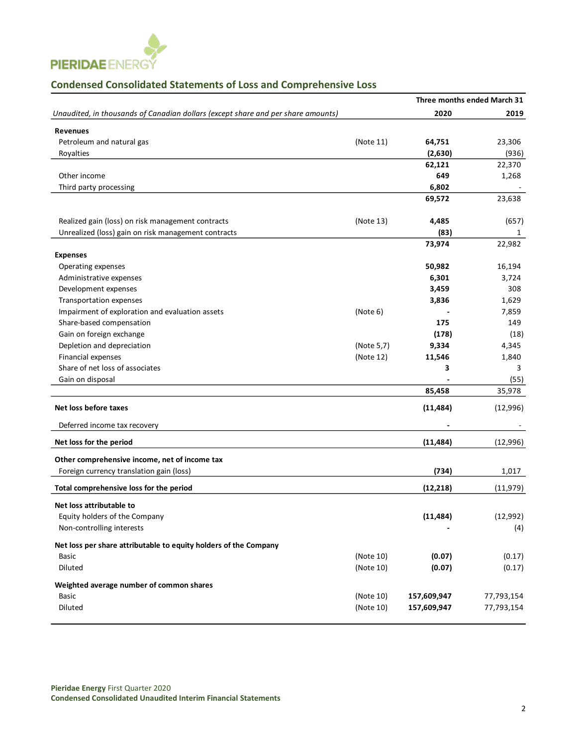PIERIDAE ENERGY

## Condensed Consolidated Statements of Loss and Comprehensive Loss

| *Unaudited, in thousands of Canadian dollars (except share and per share amounts)* | | Three months ended March 31 2020 | 2019 |
|---|---|---|---|
| **Revenues** | | | |
| Petroleum and natural gas | (Note 11) | **64,751** | 23,306 |
| Royalties | | **(2,630)** | (936) |
| | | **62,121** | 22,370 |
| Other income | | **649** | 1,268 |
| Third party processing | | **6,802** | - |
| | | **69,572** | 23,638 |
| Realized gain (loss) on risk management contracts | (Note 13) | **4,485** | (657) |
| Unrealized (loss) gain on risk management contracts | | **(83)** | 1 |
| | | **73,974** | 22,982 |
| **Expenses** | | | |
| Operating expenses | | **50,982** | 16,194 |
| Administrative expenses | | **6,301** | 3,724 |
| Development expenses | | **3,459** | 308 |
| Transportation expenses | | **3,836** | 1,629 |
| Impairment of exploration and evaluation assets | (Note 6) | **-** | 7,859 |
| Share-based compensation | | **175** | 149 |
| Gain on foreign exchange | | **(178)** | (18) |
| Depletion and depreciation | (Note 5,7) | **9,334** | 4,345 |
| Financial expenses | (Note 12) | **11,546** | 1,840 |
| Share of net loss of associates | | **3** | 3 |
| Gain on disposal | | **-** | (55) |
| | | **85,458** | 35,978 |
| **Net loss before taxes** | | **(11,484)** | (12,996) |
| Deferred income tax recovery | | **-** | - |
| **Net loss for the period** | | **(11,484)** | (12,996) |
| **Other comprehensive income, net of income tax** | | | |
| Foreign currency translation gain (loss) | | **(734)** | 1,017 |
| **Total comprehensive loss for the period** | | **(12,218)** | (11,979) |
| **Net loss attributable to** | | | |
| Equity holders of the Company | | **(11,484)** | (12,992) |
| Non-controlling interests | | **-** | (4) |
| **Net loss per share attributable to equity holders of the Company** | | | |
| Basic | (Note 10) | **(0.07)** | (0.17) |
| Diluted | (Note 10) | **(0.07)** | (0.17) |
| **Weighted average number of common shares** | | | |
| Basic | (Note 10) | **157,609,947** | 77,793,154 |
| Diluted | (Note 10) | **157,609,947** | 77,793,154 |

**Pieridae Energy** First Quarter 2020
**Condensed Consolidated Unaudited Interim Financial Statements**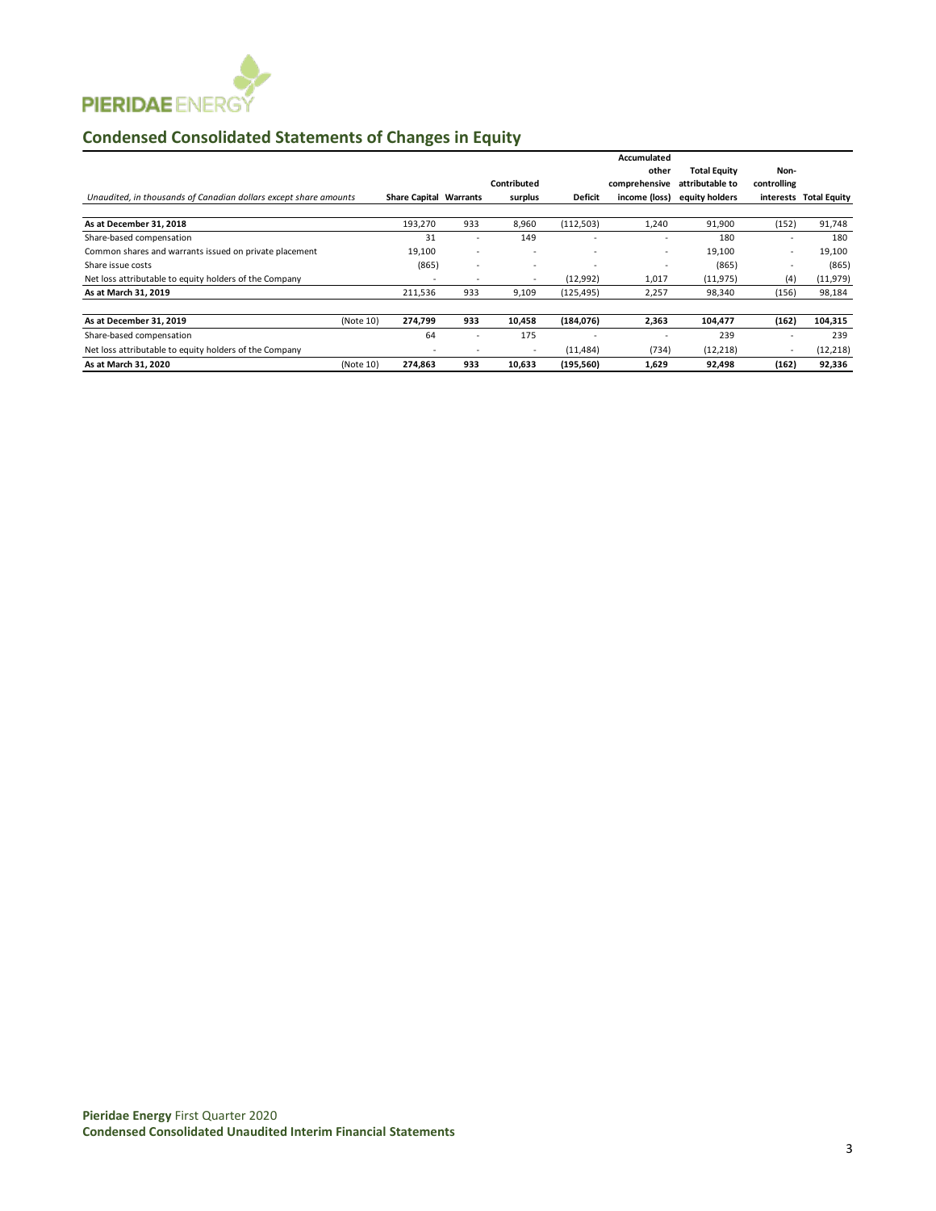## Condensed Consolidated Statements of Changes in Equity

| *Unaudited, in thousands of Canadian dollars except share amounts* | | Share Capital | Warrants | Contributed surplus | Deficit | Accumulated other comprehensive income (loss) | Total Equity attributable to equity holders | Non-controlling interests | Total Equity |
|---|---|---|---|---|---|---|---|---|---|
| **As at December 31, 2018** | | 193,270 | 933 | 8,960 | (112,503) | 1,240 | 91,900 | (152) | 91,748 |
| Share-based compensation | | 31 | - | 149 | - | - | 180 | - | 180 |
| Common shares and warrants issued on private placement | | 19,100 | - | - | - | - | 19,100 | - | 19,100 |
| Share issue costs | | (865) | - | - | - | - | (865) | - | (865) |
| Net loss attributable to equity holders of the Company | | - | - | - | (12,992) | 1,017 | (11,975) | (4) | (11,979) |
| **As at March 31, 2019** | | 211,536 | 933 | 9,109 | (125,495) | 2,257 | 98,340 | (156) | 98,184 |
| | | | | | | | | | |
| **As at December 31, 2019** | (Note 10) | **274,799** | **933** | **10,458** | **(184,076)** | **2,363** | **104,477** | **(162)** | **104,315** |
| Share-based compensation | | 64 | - | 175 | - | - | 239 | - | 239 |
| Net loss attributable to equity holders of the Company | | - | - | - | (11,484) | (734) | (12,218) | - | (12,218) |
| **As at March 31, 2020** | (Note 10) | **274,863** | **933** | **10,633** | **(195,560)** | **1,629** | **92,498** | **(162)** | **92,336** |

**Pieridae Energy** First Quarter 2020
**Condensed Consolidated Unaudited Interim Financial Statements**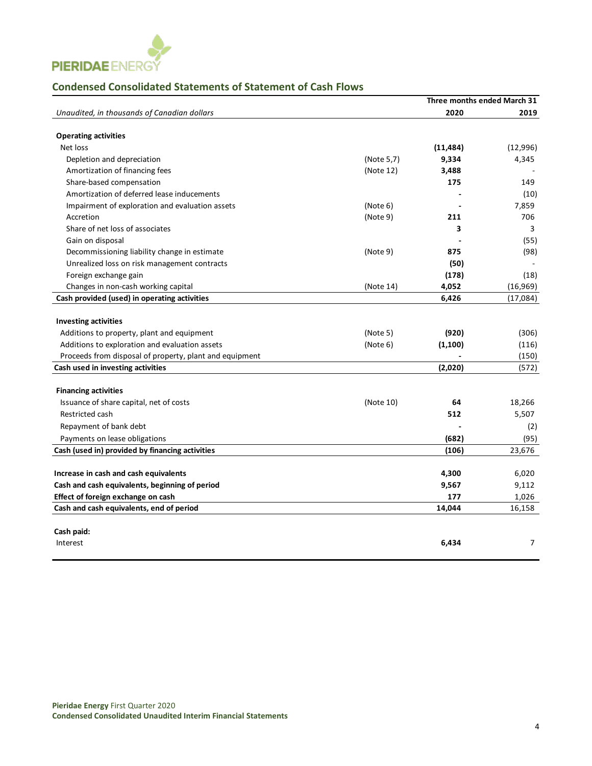## Condensed Consolidated Statements of Statement of Cash Flows

| *Unaudited, in thousands of Canadian dollars* | | Three months ended March 31 2020 | 2019 |
|---|---|---|---|
| **Operating activities** | | | |
| Net loss | | **(11,484)** | (12,996) |
| Depletion and depreciation | (Note 5,7) | **9,334** | 4,345 |
| Amortization of financing fees | (Note 12) | **3,488** | - |
| Share-based compensation | | **175** | 149 |
| Amortization of deferred lease inducements | | **-** | (10) |
| Impairment of exploration and evaluation assets | (Note 6) | **-** | 7,859 |
| Accretion | (Note 9) | **211** | 706 |
| Share of net loss of associates | | **3** | 3 |
| Gain on disposal | | **-** | (55) |
| Decommissioning liability change in estimate | (Note 9) | **875** | (98) |
| Unrealized loss on risk management contracts | | **(50)** | - |
| Foreign exchange gain | | **(178)** | (18) |
| Changes in non-cash working capital | (Note 14) | **4,052** | (16,969) |
| **Cash provided (used) in operating activities** | | **6,426** | (17,084) |
| **Investing activities** | | | |
| Additions to property, plant and equipment | (Note 5) | **(920)** | (306) |
| Additions to exploration and evaluation assets | (Note 6) | **(1,100)** | (116) |
| Proceeds from disposal of property, plant and equipment | | **-** | (150) |
| **Cash used in investing activities** | | **(2,020)** | (572) |
| **Financing activities** | | | |
| Issuance of share capital, net of costs | (Note 10) | **64** | 18,266 |
| Restricted cash | | **512** | 5,507 |
| Repayment of bank debt | | **-** | (2) |
| Payments on lease obligations | | **(682)** | (95) |
| **Cash (used in) provided by financing activities** | | **(106)** | 23,676 |
| **Increase in cash and cash equivalents** | | **4,300** | 6,020 |
| **Cash and cash equivalents, beginning of period** | | **9,567** | 9,112 |
| **Effect of foreign exchange on cash** | | **177** | 1,026 |
| **Cash and cash equivalents, end of period** | | **14,044** | 16,158 |
| **Cash paid:** | | | |
| Interest | | **6,434** | 7 |

**Pieridae Energy** First Quarter 2020
**Condensed Consolidated Unaudited Interim Financial Statements**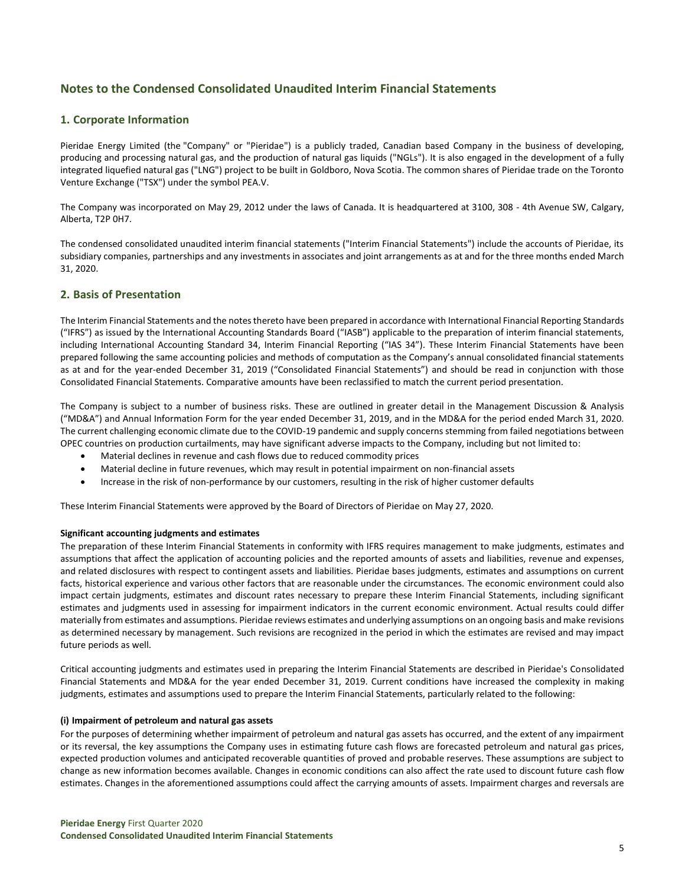# Notes to the Condensed Consolidated Unaudited Interim Financial Statements

## 1. Corporate Information

Pieridae Energy Limited (the "Company" or "Pieridae") is a publicly traded, Canadian based Company in the business of developing, producing and processing natural gas, and the production of natural gas liquids ("NGLs"). It is also engaged in the development of a fully integrated liquefied natural gas ("LNG") project to be built in Goldboro, Nova Scotia. The common shares of Pieridae trade on the Toronto Venture Exchange ("TSX") under the symbol PEA.V.

The Company was incorporated on May 29, 2012 under the laws of Canada. It is headquartered at 3100, 308 - 4th Avenue SW, Calgary, Alberta, T2P 0H7.

The condensed consolidated unaudited interim financial statements ("Interim Financial Statements") include the accounts of Pieridae, its subsidiary companies, partnerships and any investments in associates and joint arrangements as at and for the three months ended March 31, 2020.

## 2. Basis of Presentation

The Interim Financial Statements and the notes thereto have been prepared in accordance with International Financial Reporting Standards ("IFRS") as issued by the International Accounting Standards Board ("IASB") applicable to the preparation of interim financial statements, including International Accounting Standard 34, Interim Financial Reporting ("IAS 34"). These Interim Financial Statements have been prepared following the same accounting policies and methods of computation as the Company's annual consolidated financial statements as at and for the year-ended December 31, 2019 ("Consolidated Financial Statements") and should be read in conjunction with those Consolidated Financial Statements. Comparative amounts have been reclassified to match the current period presentation.

The Company is subject to a number of business risks. These are outlined in greater detail in the Management Discussion & Analysis ("MD&A") and Annual Information Form for the year ended December 31, 2019, and in the MD&A for the period ended March 31, 2020. The current challenging economic climate due to the COVID-19 pandemic and supply concerns stemming from failed negotiations between OPEC countries on production curtailments, may have significant adverse impacts to the Company, including but not limited to:

- Material declines in revenue and cash flows due to reduced commodity prices
- Material decline in future revenues, which may result in potential impairment on non-financial assets
- Increase in the risk of non-performance by our customers, resulting in the risk of higher customer defaults

These Interim Financial Statements were approved by the Board of Directors of Pieridae on May 27, 2020.

**Significant accounting judgments and estimates**

The preparation of these Interim Financial Statements in conformity with IFRS requires management to make judgments, estimates and assumptions that affect the application of accounting policies and the reported amounts of assets and liabilities, revenue and expenses, and related disclosures with respect to contingent assets and liabilities. Pieridae bases judgments, estimates and assumptions on current facts, historical experience and various other factors that are reasonable under the circumstances. The economic environment could also impact certain judgments, estimates and discount rates necessary to prepare these Interim Financial Statements, including significant estimates and judgments used in assessing for impairment indicators in the current economic environment. Actual results could differ materially from estimates and assumptions. Pieridae reviews estimates and underlying assumptions on an ongoing basis and make revisions as determined necessary by management. Such revisions are recognized in the period in which the estimates are revised and may impact future periods as well.

Critical accounting judgments and estimates used in preparing the Interim Financial Statements are described in Pieridae's Consolidated Financial Statements and MD&A for the year ended December 31, 2019. Current conditions have increased the complexity in making judgments, estimates and assumptions used to prepare the Interim Financial Statements, particularly related to the following:

**(i) Impairment of petroleum and natural gas assets**

For the purposes of determining whether impairment of petroleum and natural gas assets has occurred, and the extent of any impairment or its reversal, the key assumptions the Company uses in estimating future cash flows are forecasted petroleum and natural gas prices, expected production volumes and anticipated recoverable quantities of proved and probable reserves. These assumptions are subject to change as new information becomes available. Changes in economic conditions can also affect the rate used to discount future cash flow estimates. Changes in the aforementioned assumptions could affect the carrying amounts of assets. Impairment charges and reversals are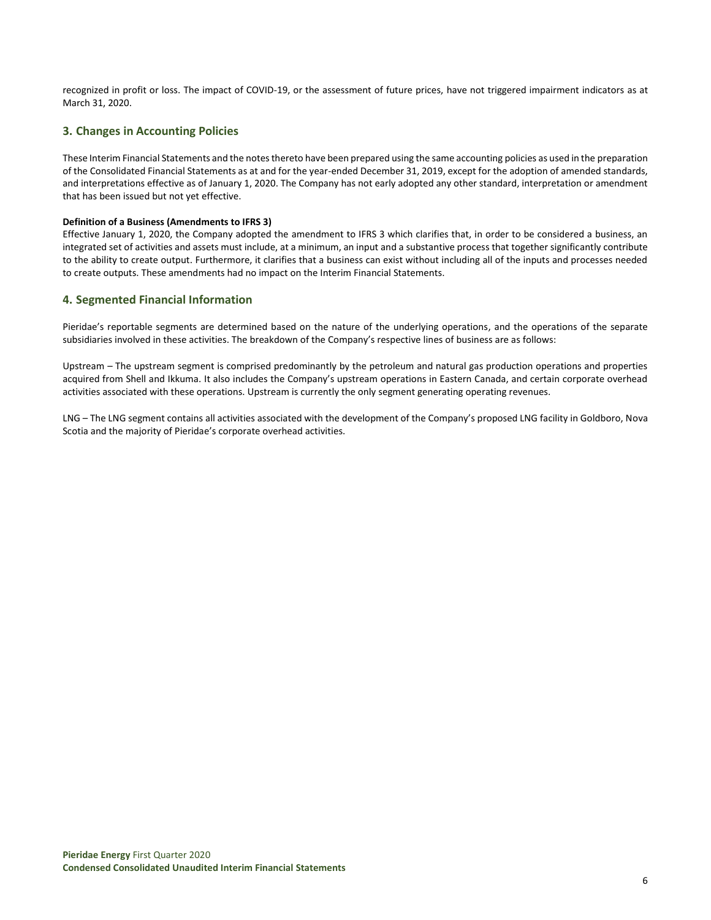recognized in profit or loss. The impact of COVID-19, or the assessment of future prices, have not triggered impairment indicators as at March 31, 2020.

## 3. Changes in Accounting Policies

These Interim Financial Statements and the notes thereto have been prepared using the same accounting policies as used in the preparation of the Consolidated Financial Statements as at and for the year-ended December 31, 2019, except for the adoption of amended standards, and interpretations effective as of January 1, 2020. The Company has not early adopted any other standard, interpretation or amendment that has been issued but not yet effective.

**Definition of a Business (Amendments to IFRS 3)**

Effective January 1, 2020, the Company adopted the amendment to IFRS 3 which clarifies that, in order to be considered a business, an integrated set of activities and assets must include, at a minimum, an input and a substantive process that together significantly contribute to the ability to create output. Furthermore, it clarifies that a business can exist without including all of the inputs and processes needed to create outputs. These amendments had no impact on the Interim Financial Statements.

## 4. Segmented Financial Information

Pieridae's reportable segments are determined based on the nature of the underlying operations, and the operations of the separate subsidiaries involved in these activities. The breakdown of the Company's respective lines of business are as follows:

Upstream – The upstream segment is comprised predominantly by the petroleum and natural gas production operations and properties acquired from Shell and Ikkuma. It also includes the Company's upstream operations in Eastern Canada, and certain corporate overhead activities associated with these operations. Upstream is currently the only segment generating operating revenues.

LNG – The LNG segment contains all activities associated with the development of the Company's proposed LNG facility in Goldboro, Nova Scotia and the majority of Pieridae's corporate overhead activities.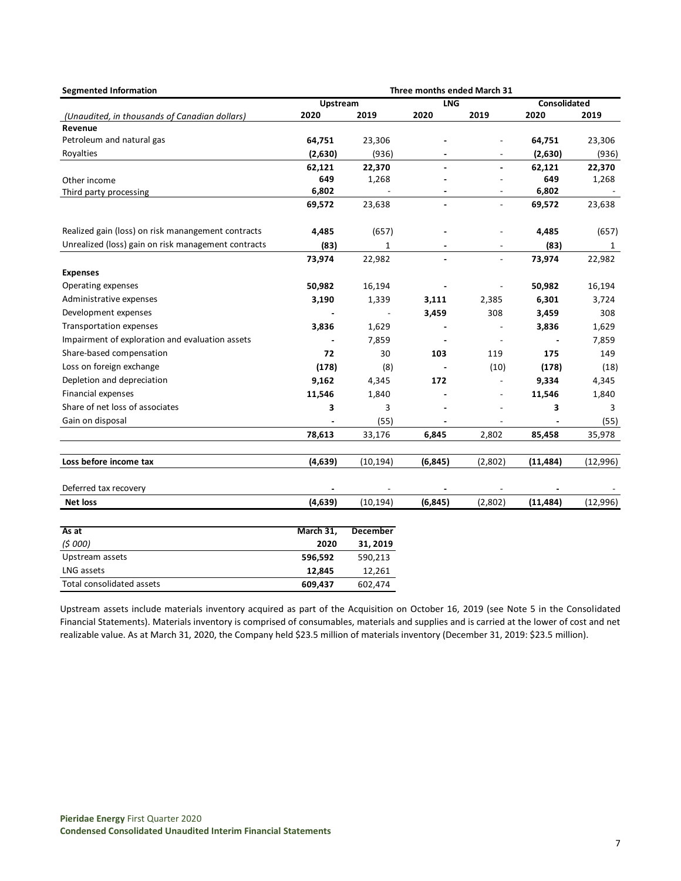| Segmented Information | Three months ended March 31 | | | | | |
|---|---|---|---|---|---|---|
| | Upstream | | LNG | | Consolidated | |
| *(Unaudited, in thousands of Canadian dollars)* | 2020 | 2019 | 2020 | 2019 | 2020 | 2019 |
| **Revenue** | | | | | | |
| Petroleum and natural gas | **64,751** | 23,306 | **-** | - | **64,751** | 23,306 |
| Royalties | **(2,630)** | (936) | **-** | - | **(2,630)** | (936) |
| | **62,121** | 22,370 | **-** | **-** | **62,121** | **22,370** |
| Other income | **649** | 1,268 | **-** | - | **649** | 1,268 |
| Third party processing | **6,802** | - | **-** | - | **6,802** | - |
| | **69,572** | 23,638 | **-** | - | **69,572** | 23,638 |
| Realized gain (loss) on risk manangement contracts | **4,485** | (657) | **-** | - | **4,485** | (657) |
| Unrealized (loss) gain on risk management contracts | **(83)** | 1 | **-** | - | **(83)** | 1 |
| | **73,974** | 22,982 | **-** | - | **73,974** | 22,982 |
| **Expenses** | | | | | | |
| Operating expenses | **50,982** | 16,194 | **-** | - | **50,982** | 16,194 |
| Administrative expenses | **3,190** | 1,339 | **3,111** | 2,385 | **6,301** | 3,724 |
| Development expenses | **-** | - | **3,459** | 308 | **3,459** | 308 |
| Transportation expenses | **3,836** | 1,629 | **-** | - | **3,836** | 1,629 |
| Impairment of exploration and evaluation assets | **-** | 7,859 | **-** | - | **-** | 7,859 |
| Share-based compensation | **72** | 30 | **103** | 119 | **175** | 149 |
| Loss on foreign exchange | **(178)** | (8) | **-** | (10) | **(178)** | (18) |
| Depletion and depreciation | **9,162** | 4,345 | **172** | - | **9,334** | 4,345 |
| Financial expenses | **11,546** | 1,840 | **-** | - | **11,546** | 1,840 |
| Share of net loss of associates | **3** | 3 | **-** | - | **3** | 3 |
| Gain on disposal | **-** | (55) | **-** | - | **-** | (55) |
| | **78,613** | 33,176 | **6,845** | 2,802 | **85,458** | 35,978 |
| **Loss before income tax** | **(4,639)** | (10,194) | **(6,845)** | (2,802) | **(11,484)** | (12,996) |
| Deferred tax recovery | **-** | - | **-** | - | **-** | - |
| **Net loss** | **(4,639)** | (10,194) | **(6,845)** | (2,802) | **(11,484)** | (12,996) |

| As at | March 31, | December |
|---|---|---|
| *($ 000)* | 2020 | 31, 2019 |
| Upstream assets | **596,592** | 590,213 |
| LNG assets | **12,845** | 12,261 |
| Total consolidated assets | **609,437** | 602,474 |

Upstream assets include materials inventory acquired as part of the Acquisition on October 16, 2019 (see Note 5 in the Consolidated Financial Statements). Materials inventory is comprised of consumables, materials and supplies and is carried at the lower of cost and net realizable value. As at March 31, 2020, the Company held $23.5 million of materials inventory (December 31, 2019: $23.5 million).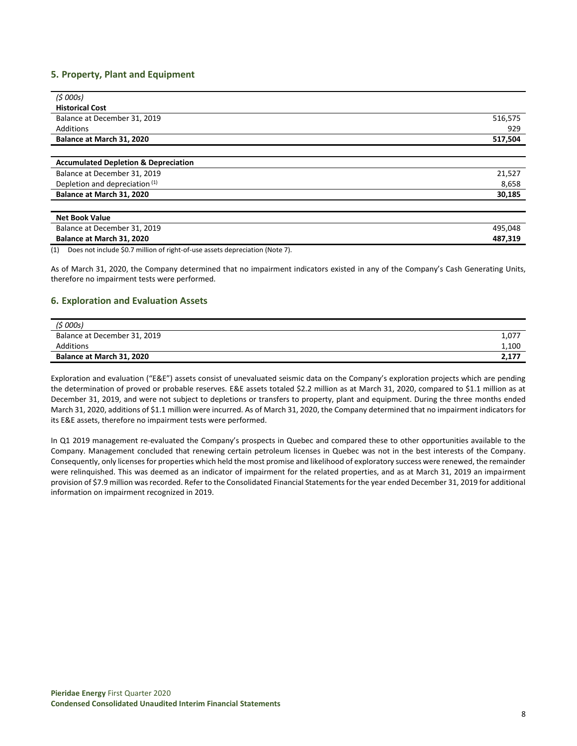## 5. Property, Plant and Equipment

| *($ 000s)* | |
|---|---|
| **Historical Cost** | |
| Balance at December 31, 2019 | 516,575 |
| Additions | 929 |
| **Balance at March 31, 2020** | **517,504** |
| | |
| **Accumulated Depletion & Depreciation** | |
| Balance at December 31, 2019 | 21,527 |
| Depletion and depreciation [(1)] | 8,658 |
| **Balance at March 31, 2020** | **30,185** |
| | |
| **Net Book Value** | |
| Balance at December 31, 2019 | 495,048 |
| **Balance at March 31, 2020** | **487,319** |

(1) Does not include $0.7 million of right-of-use assets depreciation (Note 7).

As of March 31, 2020, the Company determined that no impairment indicators existed in any of the Company's Cash Generating Units, therefore no impairment tests were performed.

## 6. Exploration and Evaluation Assets

| *($ 000s)* | |
|---|---|
| Balance at December 31, 2019 | 1,077 |
| Additions | 1,100 |
| **Balance at March 31, 2020** | **2,177** |

Exploration and evaluation ("E&E") assets consist of unevaluated seismic data on the Company's exploration projects which are pending the determination of proved or probable reserves. E&E assets totaled $2.2 million as at March 31, 2020, compared to $1.1 million as at December 31, 2019, and were not subject to depletions or transfers to property, plant and equipment. During the three months ended March 31, 2020, additions of $1.1 million were incurred. As of March 31, 2020, the Company determined that no impairment indicators for its E&E assets, therefore no impairment tests were performed.

In Q1 2019 management re-evaluated the Company's prospects in Quebec and compared these to other opportunities available to the Company. Management concluded that renewing certain petroleum licenses in Quebec was not in the best interests of the Company. Consequently, only licenses for properties which held the most promise and likelihood of exploratory success were renewed, the remainder were relinquished. This was deemed as an indicator of impairment for the related properties, and as at March 31, 2019 an impairment provision of $7.9 million was recorded. Refer to the Consolidated Financial Statements for the year ended December 31, 2019 for additional information on impairment recognized in 2019.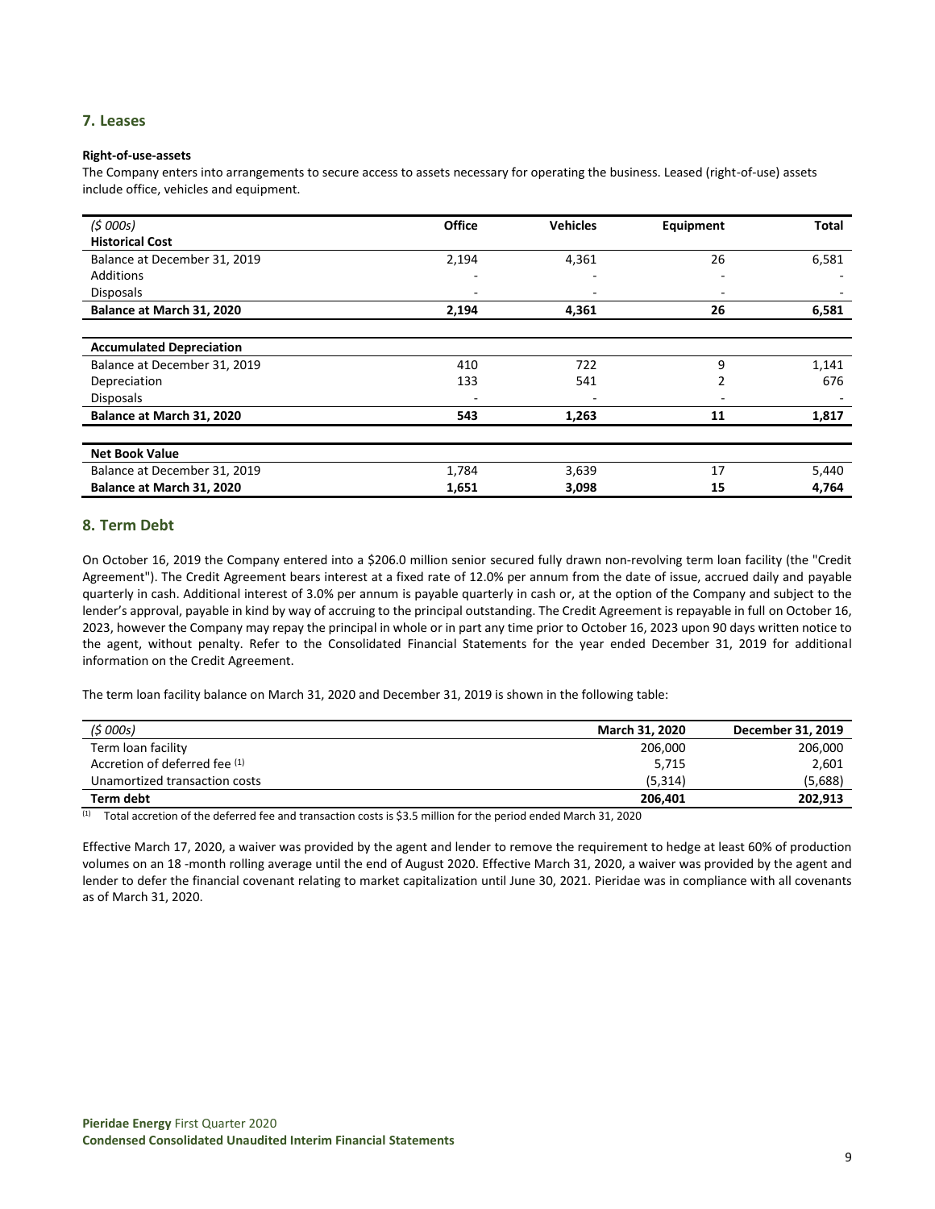## 7. Leases

**Right-of-use-assets**

The Company enters into arrangements to secure access to assets necessary for operating the business. Leased (right-of-use) assets include office, vehicles and equipment.

| *($ 000s)* | **Office** | **Vehicles** | **Equipment** | **Total** |
|---|---|---|---|---|
| **Historical Cost** | | | | |
| Balance at December 31, 2019 | 2,194 | 4,361 | 26 | 6,581 |
| Additions | - | - | - | - |
| Disposals | - | - | - | - |
| **Balance at March 31, 2020** | **2,194** | **4,361** | **26** | **6,581** |
| | | | | |
| **Accumulated Depreciation** | | | | |
| Balance at December 31, 2019 | 410 | 722 | 9 | 1,141 |
| Depreciation | 133 | 541 | 2 | 676 |
| Disposals | - | - | - | - |
| **Balance at March 31, 2020** | **543** | **1,263** | **11** | **1,817** |
| | | | | |
| **Net Book Value** | | | | |
| Balance at December 31, 2019 | 1,784 | 3,639 | 17 | 5,440 |
| **Balance at March 31, 2020** | **1,651** | **3,098** | **15** | **4,764** |

## 8. Term Debt

On October 16, 2019 the Company entered into a $206.0 million senior secured fully drawn non-revolving term loan facility (the "Credit Agreement"). The Credit Agreement bears interest at a fixed rate of 12.0% per annum from the date of issue, accrued daily and payable quarterly in cash. Additional interest of 3.0% per annum is payable quarterly in cash or, at the option of the Company and subject to the lender's approval, payable in kind by way of accruing to the principal outstanding. The Credit Agreement is repayable in full on October 16, 2023, however the Company may repay the principal in whole or in part any time prior to October 16, 2023 upon 90 days written notice to the agent, without penalty. Refer to the Consolidated Financial Statements for the year ended December 31, 2019 for additional information on the Credit Agreement.

The term loan facility balance on March 31, 2020 and December 31, 2019 is shown in the following table:

| *($ 000s)* | **March 31, 2020** | **December 31, 2019** |
|---|---|---|
| Term loan facility | 206,000 | 206,000 |
| Accretion of deferred fee [(1)] | 5,715 | 2,601 |
| Unamortized transaction costs | (5,314) | (5,688) |
| **Term debt** | **206,401** | **202,913** |

[(1)] Total accretion of the deferred fee and transaction costs is $3.5 million for the period ended March 31, 2020

Effective March 17, 2020, a waiver was provided by the agent and lender to remove the requirement to hedge at least 60% of production volumes on an 18 -month rolling average until the end of August 2020. Effective March 31, 2020, a waiver was provided by the agent and lender to defer the financial covenant relating to market capitalization until June 30, 2021. Pieridae was in compliance with all covenants as of March 31, 2020.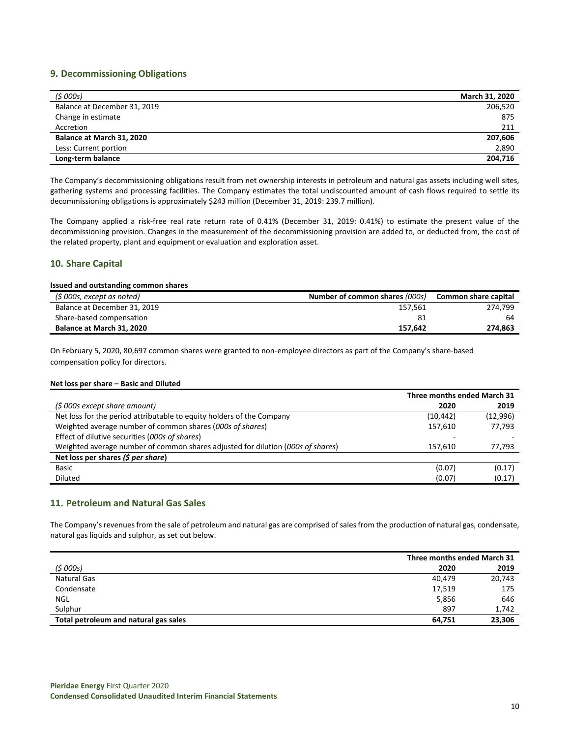## 9. Decommissioning Obligations

| *($ 000s)* | **March 31, 2020** |
|---|---|
| Balance at December 31, 2019 | 206,520 |
| Change in estimate | 875 |
| Accretion | 211 |
| **Balance at March 31, 2020** | **207,606** |
| Less: Current portion | 2,890 |
| **Long-term balance** | **204,716** |

The Company's decommissioning obligations result from net ownership interests in petroleum and natural gas assets including well sites, gathering systems and processing facilities. The Company estimates the total undiscounted amount of cash flows required to settle its decommissioning obligations is approximately $243 million (December 31, 2019: 239.7 million).

The Company applied a risk-free real rate return rate of 0.41% (December 31, 2019: 0.41%) to estimate the present value of the decommissioning provision. Changes in the measurement of the decommissioning provision are added to, or deducted from, the cost of the related property, plant and equipment or evaluation and exploration asset.

## 10. Share Capital

**Issued and outstanding common shares**

| *($ 000s, except as noted)* | **Number of common shares** *(000s)* | **Common share capital** |
|---|---|---|
| Balance at December 31, 2019 | 157,561 | 274,799 |
| Share-based compensation | 81 | 64 |
| **Balance at March 31, 2020** | **157,642** | **274,863** |

On February 5, 2020, 80,697 common shares were granted to non-employee directors as part of the Company's share-based compensation policy for directors.

**Net loss per share – Basic and Diluted**

| | **Three months ended March 31** | |
|---|---|---|
| *($ 000s except share amount)* | **2020** | **2019** |
| Net loss for the period attributable to equity holders of the Company | (10,442) | (12,996) |
| Weighted average number of common shares (*000s of shares*) | 157,610 | 77,793 |
| Effect of dilutive securities (*000s of shares*) | - | - |
| Weighted average number of common shares adjusted for dilution (*000s of shares*) | 157,610 | 77,793 |
| **Net loss per shares** ***($ per share)*** | | |
| Basic | (0.07) | (0.17) |
| Diluted | (0.07) | (0.17) |

## 11. Petroleum and Natural Gas Sales

The Company's revenues from the sale of petroleum and natural gas are comprised of sales from the production of natural gas, condensate, natural gas liquids and sulphur, as set out below.

| | **Three months ended March 31** | |
|---|---|---|
| *($ 000s)* | **2020** | **2019** |
| Natural Gas | 40,479 | 20,743 |
| Condensate | 17,519 | 175 |
| NGL | 5,856 | 646 |
| Sulphur | 897 | 1,742 |
| **Total petroleum and natural gas sales** | **64,751** | **23,306** |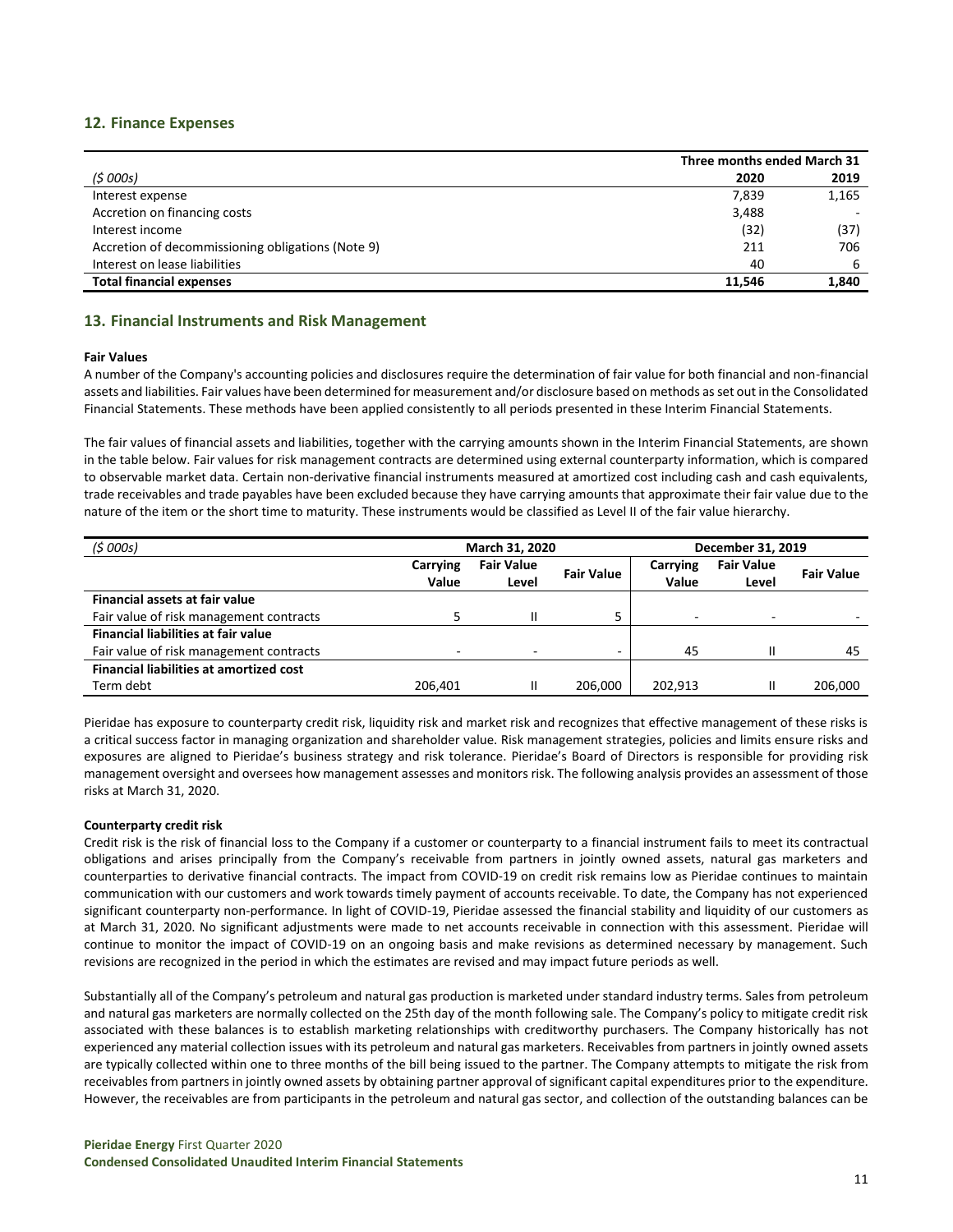## 12. Finance Expenses

| | Three months ended March 31 | |
|---|---|---|
| *($ 000s)* | **2020** | **2019** |
| Interest expense | 7,839 | 1,165 |
| Accretion on financing costs | 3,488 | - |
| Interest income | (32) | (37) |
| Accretion of decommissioning obligations (Note 9) | 211 | 706 |
| Interest on lease liabilities | 40 | 6 |
| **Total financial expenses** | **11,546** | **1,840** |

## 13. Financial Instruments and Risk Management

**Fair Values**

A number of the Company's accounting policies and disclosures require the determination of fair value for both financial and non-financial assets and liabilities. Fair values have been determined for measurement and/or disclosure based on methods as set out in the Consolidated Financial Statements. These methods have been applied consistently to all periods presented in these Interim Financial Statements.

The fair values of financial assets and liabilities, together with the carrying amounts shown in the Interim Financial Statements, are shown in the table below. Fair values for risk management contracts are determined using external counterparty information, which is compared to observable market data. Certain non-derivative financial instruments measured at amortized cost including cash and cash equivalents, trade receivables and trade payables have been excluded because they have carrying amounts that approximate their fair value due to the nature of the item or the short time to maturity. These instruments would be classified as Level II of the fair value hierarchy.

| *($ 000s)* | March 31, 2020 | | | December 31, 2019 | | |
|---|---|---|---|---|---|---|
| | Carrying Value | Fair Value Level | Fair Value | Carrying Value | Fair Value Level | Fair Value |
| **Financial assets at fair value** | | | | | | |
| Fair value of risk management contracts | 5 | II | 5 | - | - | - |
| **Financial liabilities at fair value** | | | | | | |
| Fair value of risk management contracts | - | - | - | 45 | II | 45 |
| **Financial liabilities at amortized cost** | | | | | | |
| Term debt | 206,401 | II | 206,000 | 202,913 | II | 206,000 |

Pieridae has exposure to counterparty credit risk, liquidity risk and market risk and recognizes that effective management of these risks is a critical success factor in managing organization and shareholder value. Risk management strategies, policies and limits ensure risks and exposures are aligned to Pieridae's business strategy and risk tolerance. Pieridae's Board of Directors is responsible for providing risk management oversight and oversees how management assesses and monitors risk. The following analysis provides an assessment of those risks at March 31, 2020.

**Counterparty credit risk**

Credit risk is the risk of financial loss to the Company if a customer or counterparty to a financial instrument fails to meet its contractual obligations and arises principally from the Company's receivable from partners in jointly owned assets, natural gas marketers and counterparties to derivative financial contracts. The impact from COVID-19 on credit risk remains low as Pieridae continues to maintain communication with our customers and work towards timely payment of accounts receivable. To date, the Company has not experienced significant counterparty non-performance. In light of COVID-19, Pieridae assessed the financial stability and liquidity of our customers as at March 31, 2020. No significant adjustments were made to net accounts receivable in connection with this assessment. Pieridae will continue to monitor the impact of COVID-19 on an ongoing basis and make revisions as determined necessary by management. Such revisions are recognized in the period in which the estimates are revised and may impact future periods as well.

Substantially all of the Company's petroleum and natural gas production is marketed under standard industry terms. Sales from petroleum and natural gas marketers are normally collected on the 25th day of the month following sale. The Company's policy to mitigate credit risk associated with these balances is to establish marketing relationships with creditworthy purchasers. The Company historically has not experienced any material collection issues with its petroleum and natural gas marketers. Receivables from partners in jointly owned assets are typically collected within one to three months of the bill being issued to the partner. The Company attempts to mitigate the risk from receivables from partners in jointly owned assets by obtaining partner approval of significant capital expenditures prior to the expenditure. However, the receivables are from participants in the petroleum and natural gas sector, and collection of the outstanding balances can be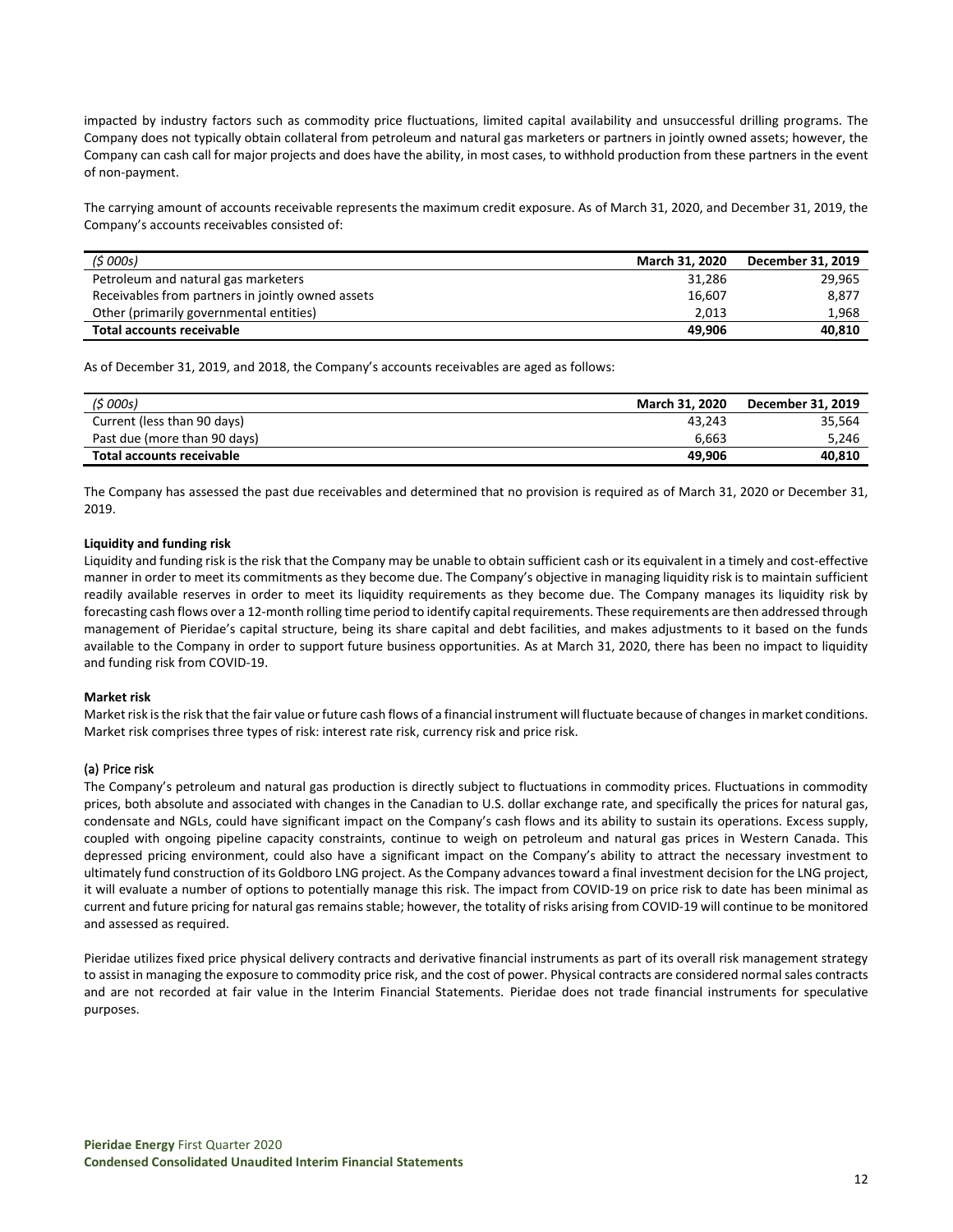impacted by industry factors such as commodity price fluctuations, limited capital availability and unsuccessful drilling programs. The Company does not typically obtain collateral from petroleum and natural gas marketers or partners in jointly owned assets; however, the Company can cash call for major projects and does have the ability, in most cases, to withhold production from these partners in the event of non-payment.

The carrying amount of accounts receivable represents the maximum credit exposure. As of March 31, 2020, and December 31, 2019, the Company's accounts receivables consisted of:

| *($ 000s)* | **March 31, 2020** | **December 31, 2019** |
|---|---|---|
| Petroleum and natural gas marketers | 31,286 | 29,965 |
| Receivables from partners in jointly owned assets | 16,607 | 8,877 |
| Other (primarily governmental entities) | 2,013 | 1,968 |
| **Total accounts receivable** | **49,906** | **40,810** |

As of December 31, 2019, and 2018, the Company's accounts receivables are aged as follows:

| *($ 000s)* | **March 31, 2020** | **December 31, 2019** |
|---|---|---|
| Current (less than 90 days) | 43,243 | 35,564 |
| Past due (more than 90 days) | 6,663 | 5,246 |
| **Total accounts receivable** | **49,906** | **40,810** |

The Company has assessed the past due receivables and determined that no provision is required as of March 31, 2020 or December 31, 2019.

**Liquidity and funding risk**

Liquidity and funding risk is the risk that the Company may be unable to obtain sufficient cash or its equivalent in a timely and cost-effective manner in order to meet its commitments as they become due. The Company's objective in managing liquidity risk is to maintain sufficient readily available reserves in order to meet its liquidity requirements as they become due. The Company manages its liquidity risk by forecasting cash flows over a 12-month rolling time period to identify capital requirements. These requirements are then addressed through management of Pieridae's capital structure, being its share capital and debt facilities, and makes adjustments to it based on the funds available to the Company in order to support future business opportunities. As at March 31, 2020, there has been no impact to liquidity and funding risk from COVID-19.

**Market risk**

Market risk is the risk that the fair value or future cash flows of a financial instrument will fluctuate because of changes in market conditions. Market risk comprises three types of risk: interest rate risk, currency risk and price risk.

(a) Price risk

The Company's petroleum and natural gas production is directly subject to fluctuations in commodity prices. Fluctuations in commodity prices, both absolute and associated with changes in the Canadian to U.S. dollar exchange rate, and specifically the prices for natural gas, condensate and NGLs, could have significant impact on the Company's cash flows and its ability to sustain its operations. Excess supply, coupled with ongoing pipeline capacity constraints, continue to weigh on petroleum and natural gas prices in Western Canada. This depressed pricing environment, could also have a significant impact on the Company's ability to attract the necessary investment to ultimately fund construction of its Goldboro LNG project. As the Company advances toward a final investment decision for the LNG project, it will evaluate a number of options to potentially manage this risk. The impact from COVID-19 on price risk to date has been minimal as current and future pricing for natural gas remains stable; however, the totality of risks arising from COVID-19 will continue to be monitored and assessed as required.

Pieridae utilizes fixed price physical delivery contracts and derivative financial instruments as part of its overall risk management strategy to assist in managing the exposure to commodity price risk, and the cost of power. Physical contracts are considered normal sales contracts and are not recorded at fair value in the Interim Financial Statements. Pieridae does not trade financial instruments for speculative purposes.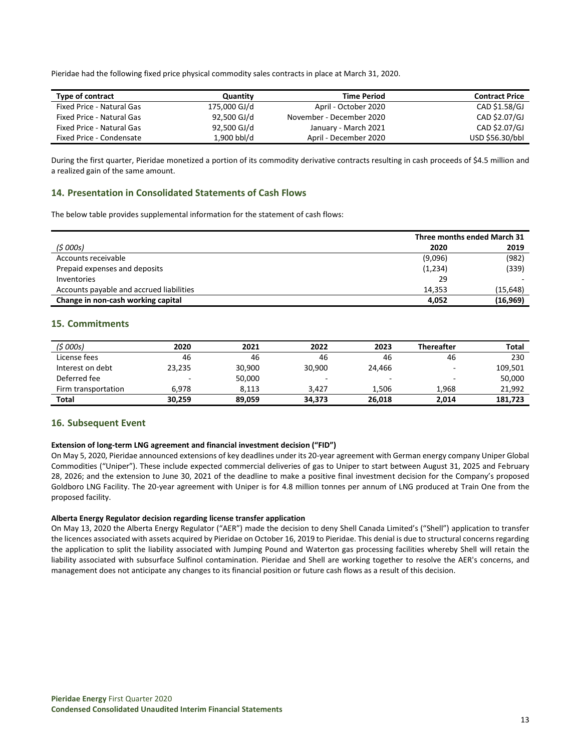Pieridae had the following fixed price physical commodity sales contracts in place at March 31, 2020.

| Type of contract | Quantity | Time Period | Contract Price |
|---|---|---|---|
| Fixed Price - Natural Gas | 175,000 GJ/d | April - October 2020 | CAD $1.58/GJ |
| Fixed Price - Natural Gas | 92,500 GJ/d | November - December 2020 | CAD $2.07/GJ |
| Fixed Price - Natural Gas | 92,500 GJ/d | January - March 2021 | CAD $2.07/GJ |
| Fixed Price - Condensate | 1,900 bbl/d | April - December 2020 | USD $56.30/bbl |

During the first quarter, Pieridae monetized a portion of its commodity derivative contracts resulting in cash proceeds of $4.5 million and a realized gain of the same amount.

## 14. Presentation in Consolidated Statements of Cash Flows

The below table provides supplemental information for the statement of cash flows:

| | Three months ended March 31 | |
|---|---|---|
| *($ 000s)* | **2020** | **2019** |
| Accounts receivable | (9,096) | (982) |
| Prepaid expenses and deposits | (1,234) | (339) |
| Inventories | 29 | - |
| Accounts payable and accrued liabilities | 14,353 | (15,648) |
| **Change in non-cash working capital** | **4,052** | **(16,969)** |

## 15. Commitments

| *($ 000s)* | 2020 | 2021 | 2022 | 2023 | Thereafter | Total |
|---|---|---|---|---|---|---|
| License fees | 46 | 46 | 46 | 46 | 46 | 230 |
| Interest on debt | 23,235 | 30,900 | 30,900 | 24,466 | - | 109,501 |
| Deferred fee | - | 50,000 | - | - | - | 50,000 |
| Firm transportation | 6,978 | 8,113 | 3,427 | 1,506 | 1,968 | 21,992 |
| **Total** | **30,259** | **89,059** | **34,373** | **26,018** | **2,014** | **181,723** |

## 16. Subsequent Event

**Extension of long-term LNG agreement and financial investment decision ("FID")**

On May 5, 2020, Pieridae announced extensions of key deadlines under its 20-year agreement with German energy company Uniper Global Commodities ("Uniper"). These include expected commercial deliveries of gas to Uniper to start between August 31, 2025 and February 28, 2026; and the extension to June 30, 2021 of the deadline to make a positive final investment decision for the Company's proposed Goldboro LNG Facility. The 20-year agreement with Uniper is for 4.8 million tonnes per annum of LNG produced at Train One from the proposed facility.

**Alberta Energy Regulator decision regarding license transfer application**

On May 13, 2020 the Alberta Energy Regulator ("AER") made the decision to deny Shell Canada Limited's ("Shell") application to transfer the licences associated with assets acquired by Pieridae on October 16, 2019 to Pieridae. This denial is due to structural concerns regarding the application to split the liability associated with Jumping Pound and Waterton gas processing facilities whereby Shell will retain the liability associated with subsurface Sulfinol contamination. Pieridae and Shell are working together to resolve the AER's concerns, and management does not anticipate any changes to its financial position or future cash flows as a result of this decision.